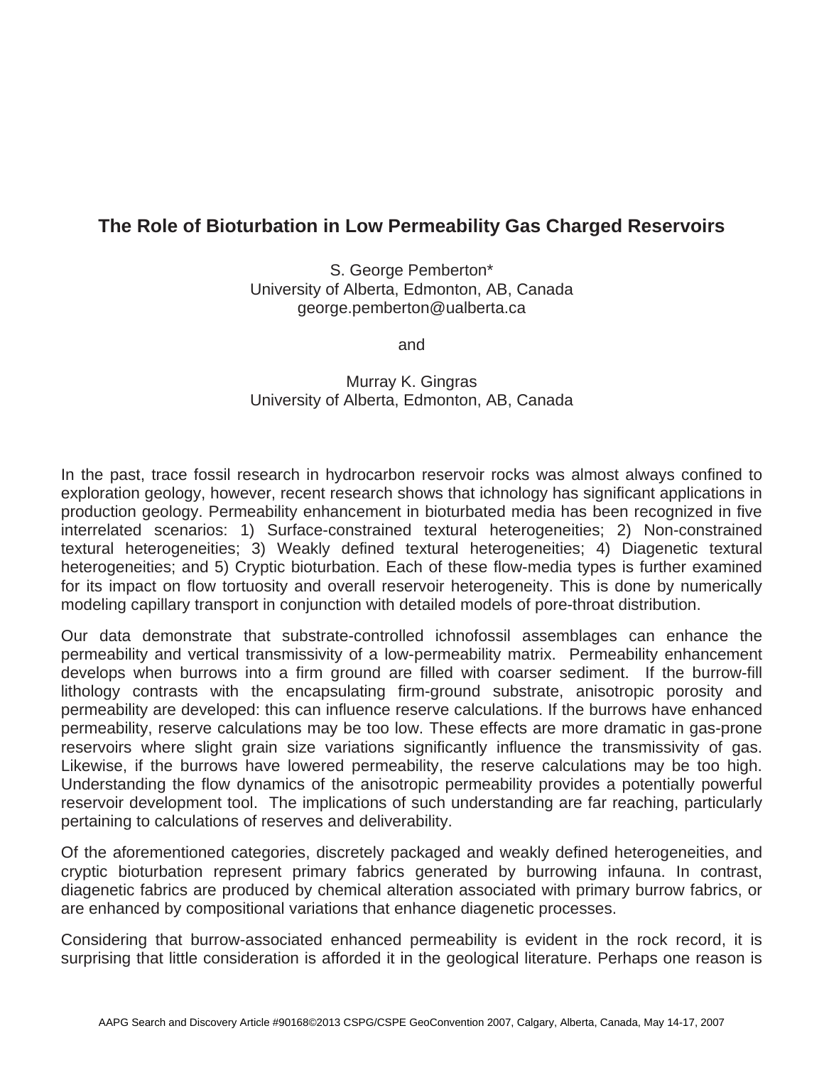# The Role of Bioturbation in Low Permeability Gas Charged Reservoirs

S. George Pemberton*
University of Alberta, Edmonton, AB, Canada
george.pemberton@ualberta.ca

and

Murray K. Gingras
University of Alberta, Edmonton, AB, Canada

In the past, trace fossil research in hydrocarbon reservoir rocks was almost always confined to exploration geology, however, recent research shows that ichnology has significant applications in production geology. Permeability enhancement in bioturbated media has been recognized in five interrelated scenarios: 1) Surface-constrained textural heterogeneities; 2) Non-constrained textural heterogeneities; 3) Weakly defined textural heterogeneities; 4) Diagenetic textural heterogeneities; and 5) Cryptic bioturbation. Each of these flow-media types is further examined for its impact on flow tortuosity and overall reservoir heterogeneity. This is done by numerically modeling capillary transport in conjunction with detailed models of pore-throat distribution.

Our data demonstrate that substrate-controlled ichnofossil assemblages can enhance the permeability and vertical transmissivity of a low-permeability matrix. Permeability enhancement develops when burrows into a firm ground are filled with coarser sediment. If the burrow-fill lithology contrasts with the encapsulating firm-ground substrate, anisotropic porosity and permeability are developed: this can influence reserve calculations. If the burrows have enhanced permeability, reserve calculations may be too low. These effects are more dramatic in gas-prone reservoirs where slight grain size variations significantly influence the transmissivity of gas. Likewise, if the burrows have lowered permeability, the reserve calculations may be too high. Understanding the flow dynamics of the anisotropic permeability provides a potentially powerful reservoir development tool. The implications of such understanding are far reaching, particularly pertaining to calculations of reserves and deliverability.

Of the aforementioned categories, discretely packaged and weakly defined heterogeneities, and cryptic bioturbation represent primary fabrics generated by burrowing infauna. In contrast, diagenetic fabrics are produced by chemical alteration associated with primary burrow fabrics, or are enhanced by compositional variations that enhance diagenetic processes.

Considering that burrow-associated enhanced permeability is evident in the rock record, it is surprising that little consideration is afforded it in the geological literature. Perhaps one reason is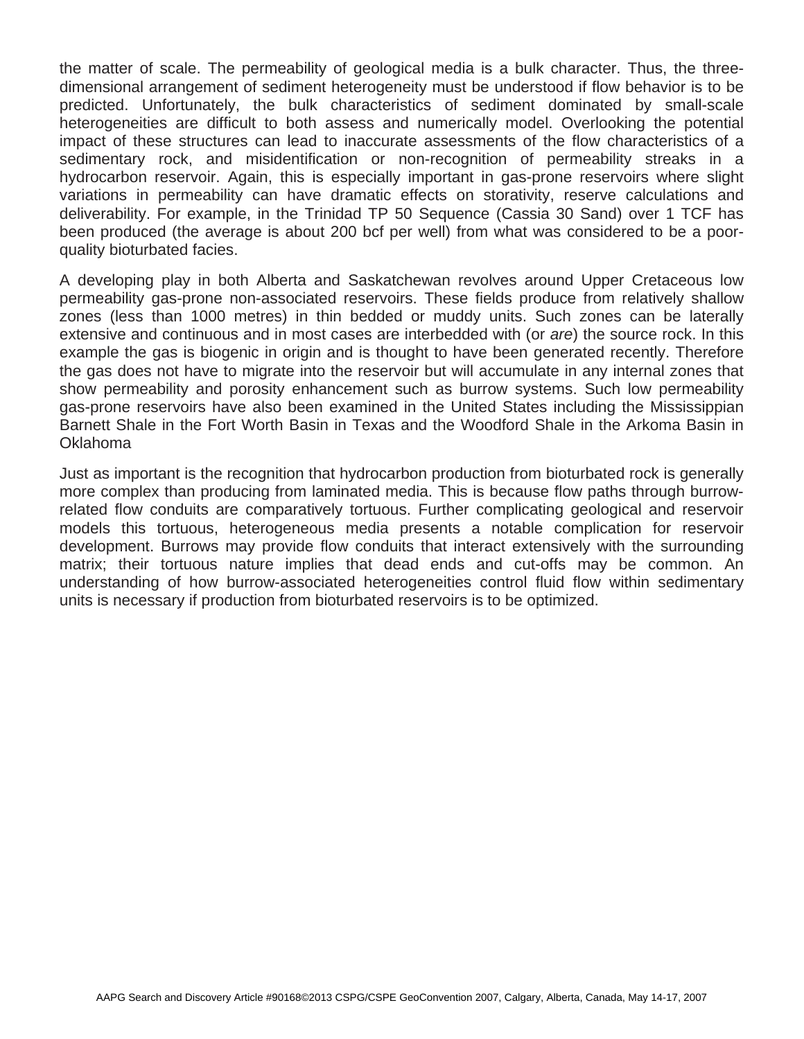the matter of scale. The permeability of geological media is a bulk character. Thus, the three-dimensional arrangement of sediment heterogeneity must be understood if flow behavior is to be predicted. Unfortunately, the bulk characteristics of sediment dominated by small-scale heterogeneities are difficult to both assess and numerically model. Overlooking the potential impact of these structures can lead to inaccurate assessments of the flow characteristics of a sedimentary rock, and misidentification or non-recognition of permeability streaks in a hydrocarbon reservoir. Again, this is especially important in gas-prone reservoirs where slight variations in permeability can have dramatic effects on storativity, reserve calculations and deliverability. For example, in the Trinidad TP 50 Sequence (Cassia 30 Sand) over 1 TCF has been produced (the average is about 200 bcf per well) from what was considered to be a poor-quality bioturbated facies.

A developing play in both Alberta and Saskatchewan revolves around Upper Cretaceous low permeability gas-prone non-associated reservoirs. These fields produce from relatively shallow zones (less than 1000 metres) in thin bedded or muddy units. Such zones can be laterally extensive and continuous and in most cases are interbedded with (or *are*) the source rock. In this example the gas is biogenic in origin and is thought to have been generated recently. Therefore the gas does not have to migrate into the reservoir but will accumulate in any internal zones that show permeability and porosity enhancement such as burrow systems. Such low permeability gas-prone reservoirs have also been examined in the United States including the Mississippian Barnett Shale in the Fort Worth Basin in Texas and the Woodford Shale in the Arkoma Basin in Oklahoma

Just as important is the recognition that hydrocarbon production from bioturbated rock is generally more complex than producing from laminated media. This is because flow paths through burrow-related flow conduits are comparatively tortuous. Further complicating geological and reservoir models this tortuous, heterogeneous media presents a notable complication for reservoir development. Burrows may provide flow conduits that interact extensively with the surrounding matrix; their tortuous nature implies that dead ends and cut-offs may be common. An understanding of how burrow-associated heterogeneities control fluid flow within sedimentary units is necessary if production from bioturbated reservoirs is to be optimized.